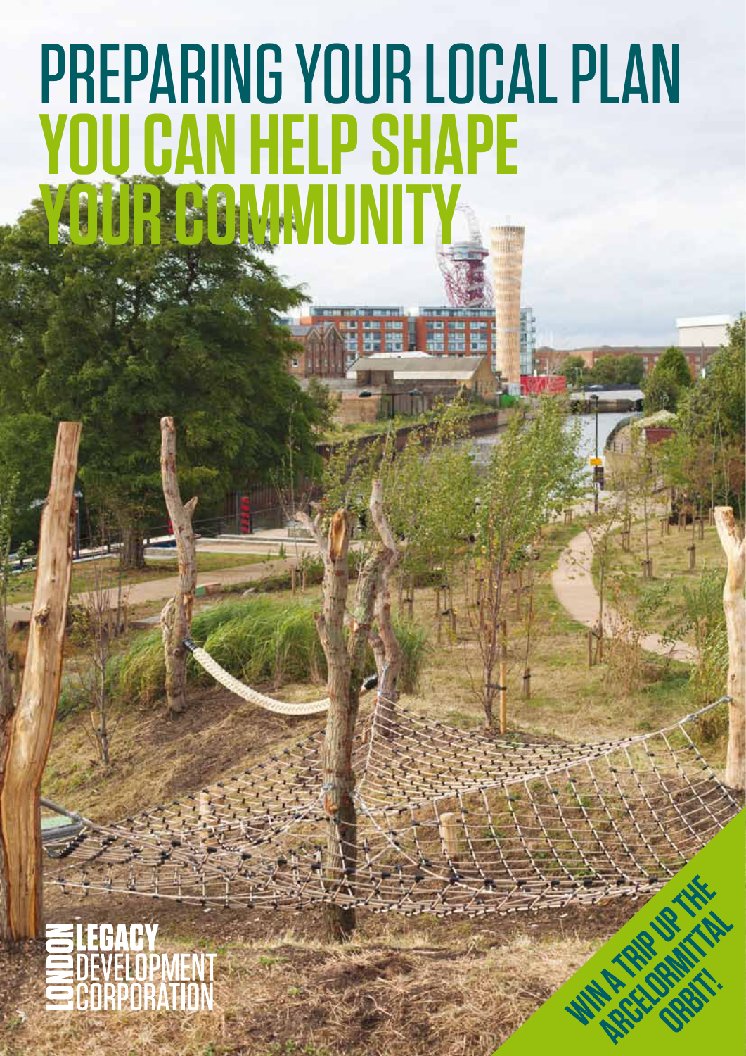# PREPARING YOUR LOCAL PLAN

## YOU CAN HELP SHAPE YOUR COMMUNITY

LONDON LEGACY DEVELOPMENT CORPORATION

WIN A TRIP UP THE ARCELORMITTAL ORBIT!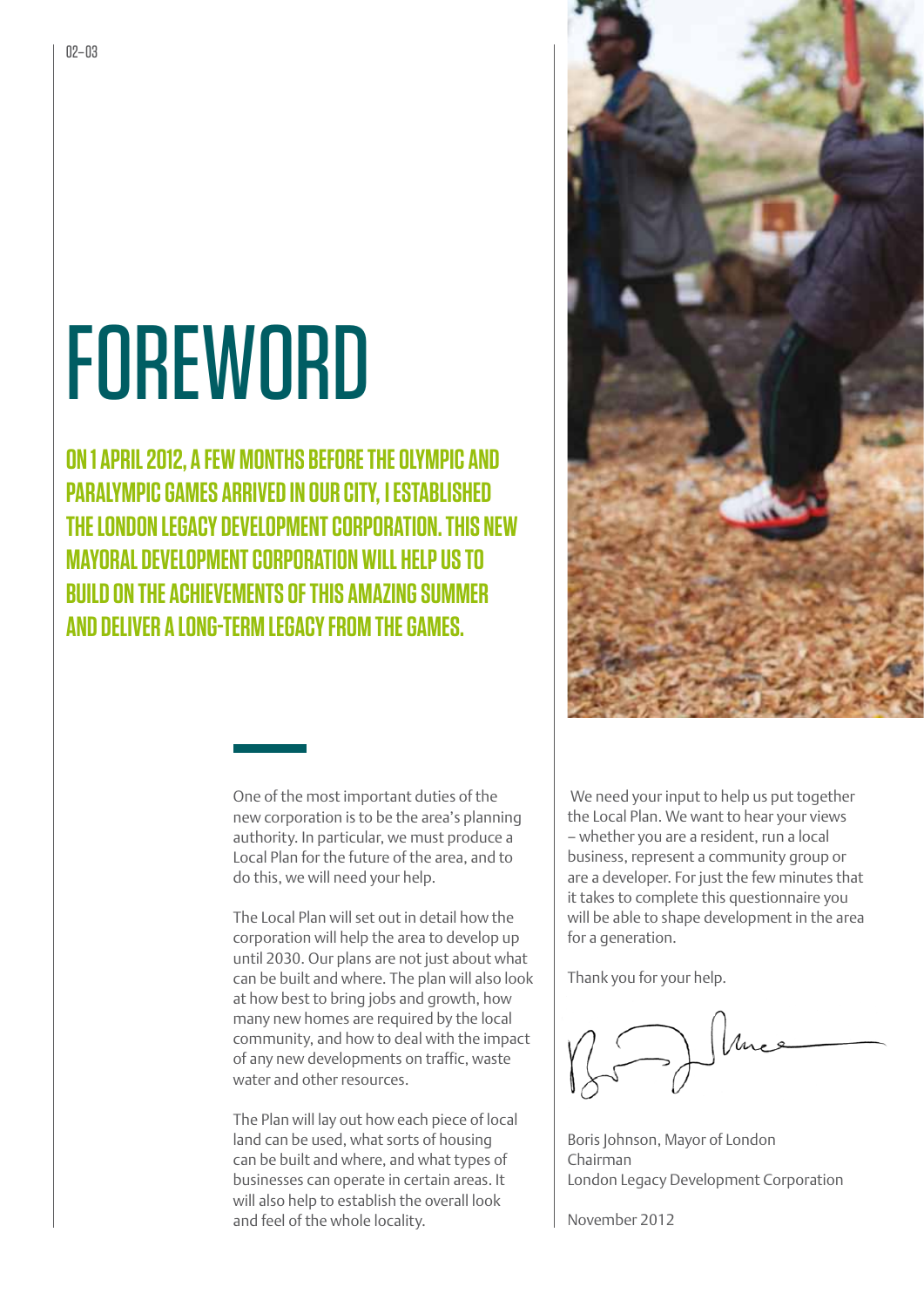# FOREWORD

**ON 1 APRIL 2012, A FEW MONTHS BEFORE THE OLYMPIC AND PARALYMPIC GAMES ARRIVED IN OUR CITY, I ESTABLISHED THE LONDON LEGACY DEVELOPMENT CORPORATION. THIS NEW MAYORAL DEVELOPMENT CORPORATION WILL HELP US TO BUILD ON THE ACHIEVEMENTS OF THIS AMAZING SUMMER AND DELIVER A LONG-TERM LEGACY FROM THE GAMES.**

One of the most important duties of the new corporation is to be the area's planning authority. In particular, we must produce a Local Plan for the future of the area, and to do this, we will need your help.

The Local Plan will set out in detail how the corporation will help the area to develop up until 2030. Our plans are not just about what can be built and where. The plan will also look at how best to bring jobs and growth, how many new homes are required by the local community, and how to deal with the impact of any new developments on traffic, waste water and other resources.

The Plan will lay out how each piece of local land can be used, what sorts of housing can be built and where, and what types of businesses can operate in certain areas. It will also help to establish the overall look and feel of the whole locality.

We need your input to help us put together the Local Plan. We want to hear your views – whether you are a resident, run a local business, represent a community group or are a developer. For just the few minutes that it takes to complete this questionnaire you will be able to shape development in the area for a generation.

Thank you for your help.

Boris Johnson, Mayor of London
Chairman
London Legacy Development Corporation

November 2012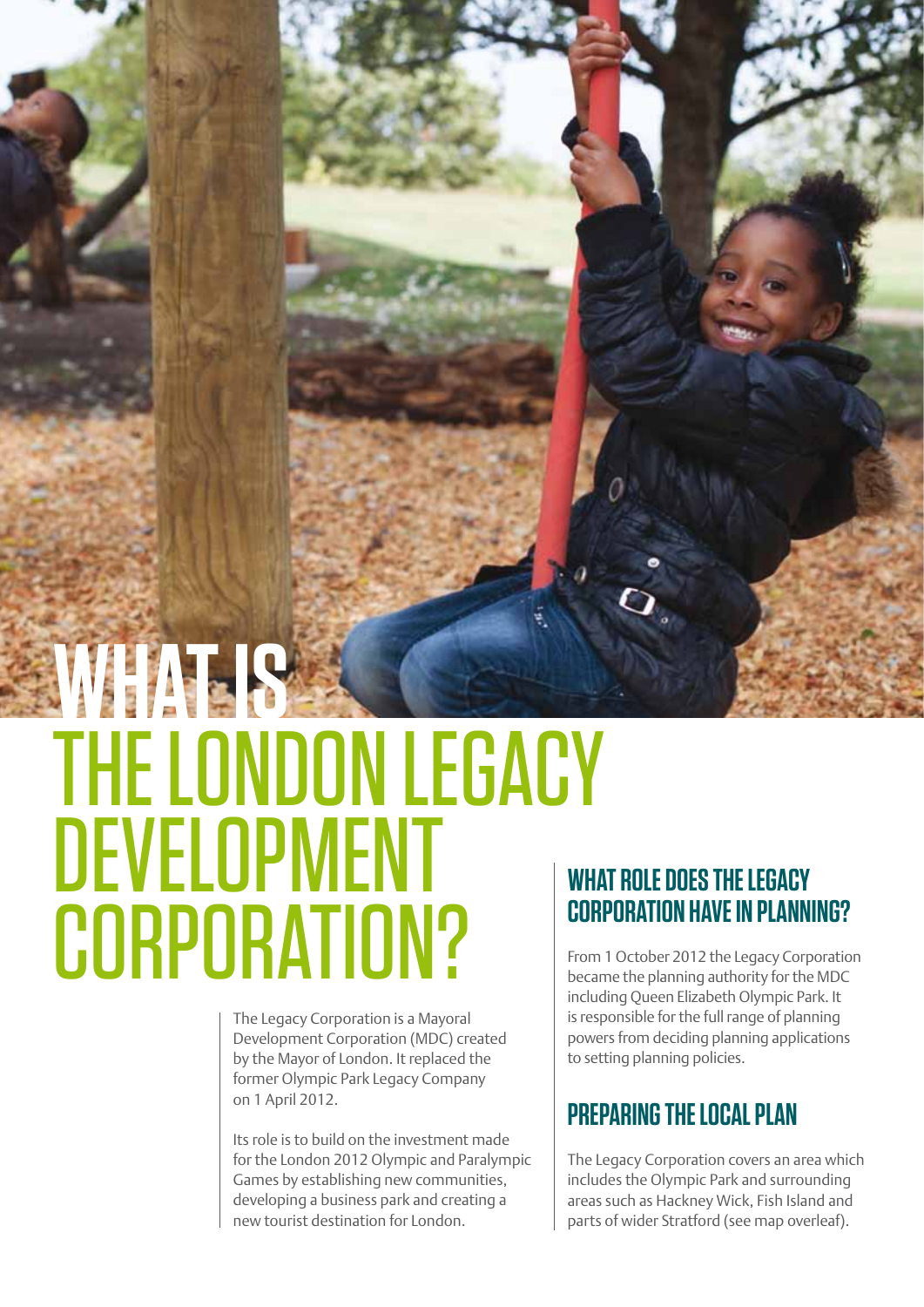# WHAT IS THE LONDON LEGACY DEVELOPMENT CORPORATION?

The Legacy Corporation is a Mayoral Development Corporation (MDC) created by the Mayor of London. It replaced the former Olympic Park Legacy Company on 1 April 2012.

Its role is to build on the investment made for the London 2012 Olympic and Paralympic Games by establishing new communities, developing a business park and creating a new tourist destination for London.

## WHAT ROLE DOES THE LEGACY CORPORATION HAVE IN PLANNING?

From 1 October 2012 the Legacy Corporation became the planning authority for the MDC including Queen Elizabeth Olympic Park. It is responsible for the full range of planning powers from deciding planning applications to setting planning policies.

## PREPARING THE LOCAL PLAN

The Legacy Corporation covers an area which includes the Olympic Park and surrounding areas such as Hackney Wick, Fish Island and parts of wider Stratford (see map overleaf).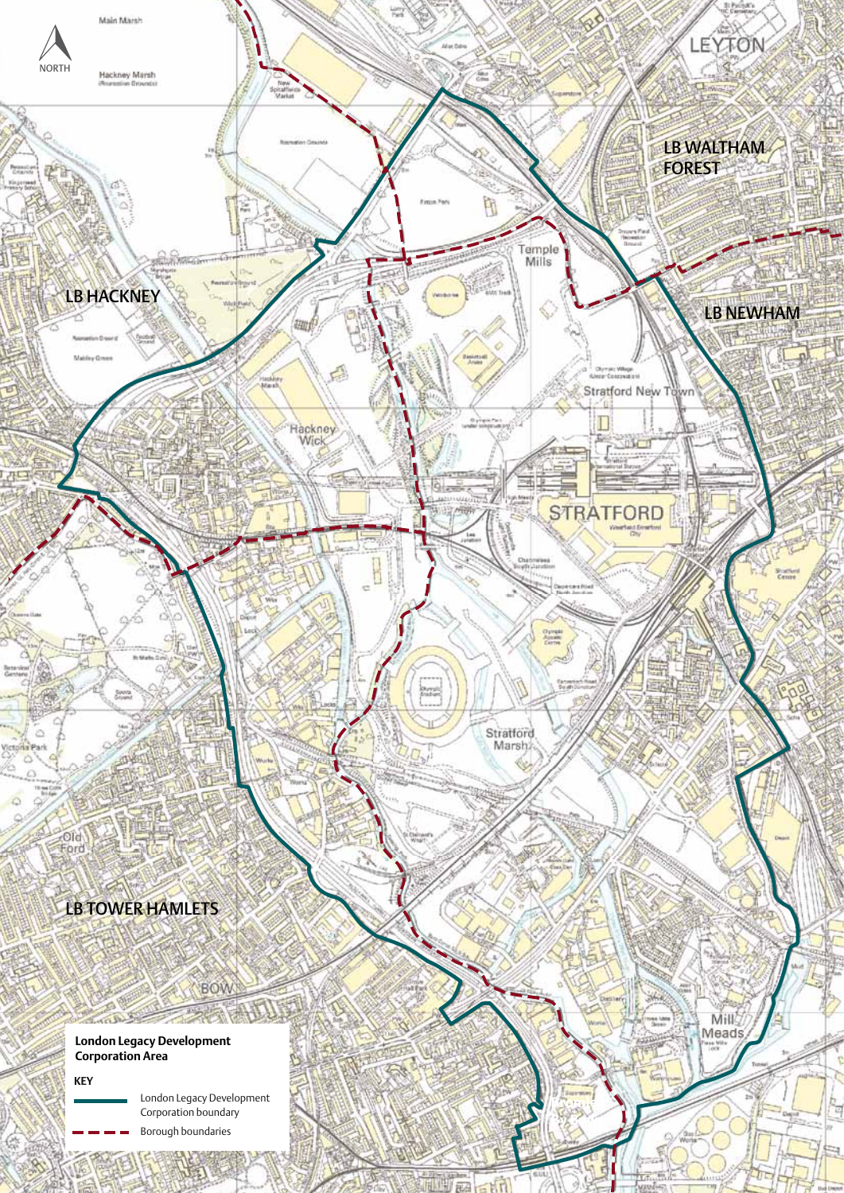## London Legacy Development Corporation Area

**KEY**

- London Legacy Development Corporation boundary
- Borough boundaries

NORTH

LB HACKNEY

LB WALTHAM FOREST

LB NEWHAM

LB TOWER HAMLETS

LEYTON

STRATFORD

Temple Mills

Stratford New Town

Hackney Wick

Stratford Marsh

Mill Meads

Old Ford

BOW

Main Marsh

Hackney Marsh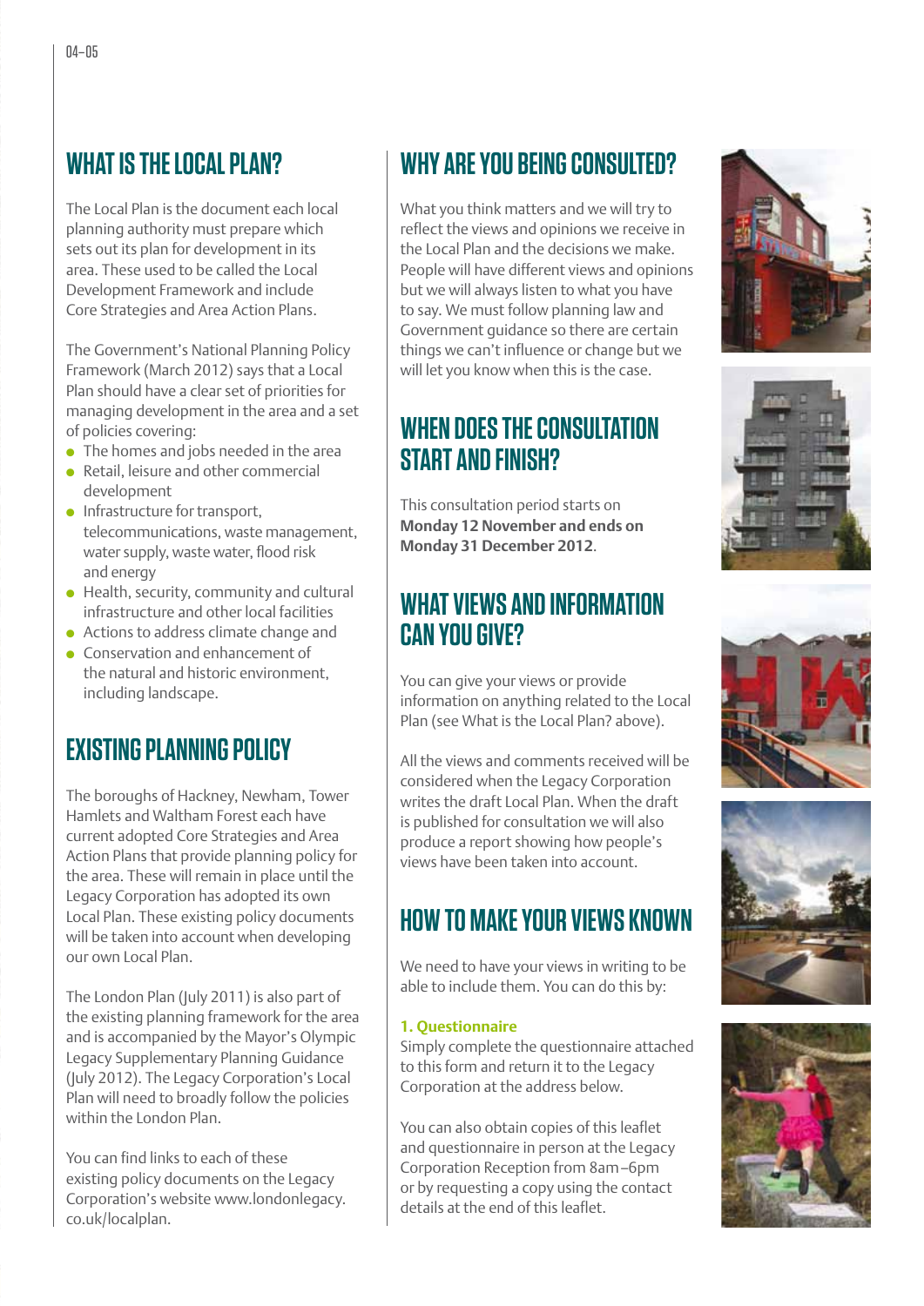## WHAT IS THE LOCAL PLAN?

The Local Plan is the document each local planning authority must prepare which sets out its plan for development in its area. These used to be called the Local Development Framework and include Core Strategies and Area Action Plans.

The Government's National Planning Policy Framework (March 2012) says that a Local Plan should have a clear set of priorities for managing development in the area and a set of policies covering:

- The homes and jobs needed in the area
- Retail, leisure and other commercial development
- Infrastructure for transport, telecommunications, waste management, water supply, waste water, flood risk and energy
- Health, security, community and cultural infrastructure and other local facilities
- Actions to address climate change and
- Conservation and enhancement of the natural and historic environment, including landscape.

## EXISTING PLANNING POLICY

The boroughs of Hackney, Newham, Tower Hamlets and Waltham Forest each have current adopted Core Strategies and Area Action Plans that provide planning policy for the area. These will remain in place until the Legacy Corporation has adopted its own Local Plan. These existing policy documents will be taken into account when developing our own Local Plan.

The London Plan (July 2011) is also part of the existing planning framework for the area and is accompanied by the Mayor's Olympic Legacy Supplementary Planning Guidance (July 2012). The Legacy Corporation's Local Plan will need to broadly follow the policies within the London Plan.

You can find links to each of these existing policy documents on the Legacy Corporation's website www.londonlegacy.co.uk/localplan.

## WHY ARE YOU BEING CONSULTED?

What you think matters and we will try to reflect the views and opinions we receive in the Local Plan and the decisions we make. People will have different views and opinions but we will always listen to what you have to say. We must follow planning law and Government guidance so there are certain things we can't influence or change but we will let you know when this is the case.

## WHEN DOES THE CONSULTATION START AND FINISH?

This consultation period starts on **Monday 12 November and ends on Monday 31 December 2012**.

## WHAT VIEWS AND INFORMATION CAN YOU GIVE?

You can give your views or provide information on anything related to the Local Plan (see What is the Local Plan? above).

All the views and comments received will be considered when the Legacy Corporation writes the draft Local Plan. When the draft is published for consultation we will also produce a report showing how people's views have been taken into account.

## HOW TO MAKE YOUR VIEWS KNOWN

We need to have your views in writing to be able to include them. You can do this by:

**1. Questionnaire**
Simply complete the questionnaire attached to this form and return it to the Legacy Corporation at the address below.

You can also obtain copies of this leaflet and questionnaire in person at the Legacy Corporation Reception from 8am–6pm or by requesting a copy using the contact details at the end of this leaflet.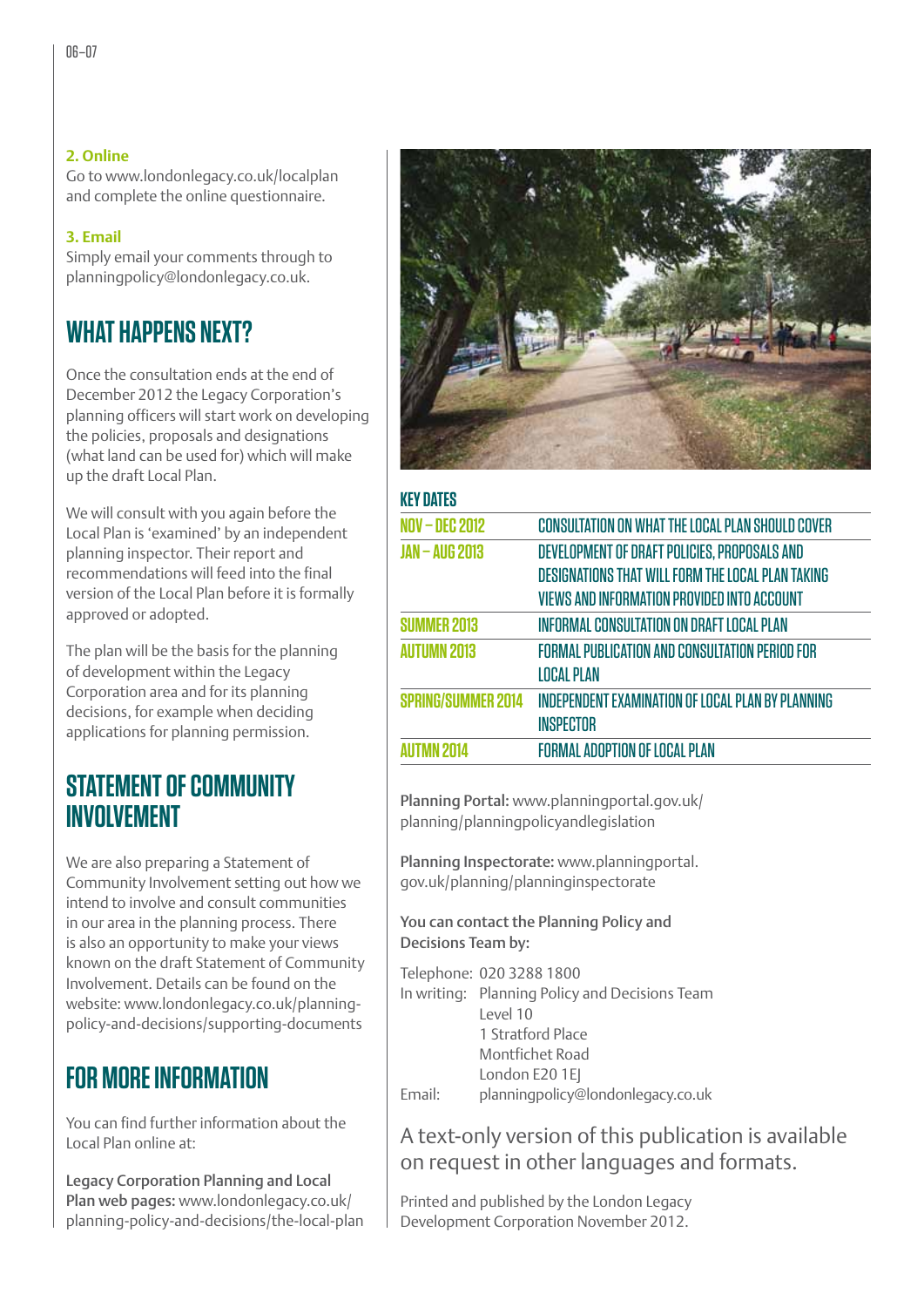**2. Online**

Go to www.londonlegacy.co.uk/localplan and complete the online questionnaire.

**3. Email**

Simply email your comments through to planningpolicy@londonlegacy.co.uk.

## WHAT HAPPENS NEXT?

Once the consultation ends at the end of December 2012 the Legacy Corporation's planning officers will start work on developing the policies, proposals and designations (what land can be used for) which will make up the draft Local Plan.

We will consult with you again before the Local Plan is 'examined' by an independent planning inspector. Their report and recommendations will feed into the final version of the Local Plan before it is formally approved or adopted.

The plan will be the basis for the planning of development within the Legacy Corporation area and for its planning decisions, for example when deciding applications for planning permission.

## STATEMENT OF COMMUNITY INVOLVEMENT

We are also preparing a Statement of Community Involvement setting out how we intend to involve and consult communities in our area in the planning process. There is also an opportunity to make your views known on the draft Statement of Community Involvement. Details can be found on the website: www.londonlegacy.co.uk/planning-policy-and-decisions/supporting-documents

## FOR MORE INFORMATION

You can find further information about the Local Plan online at:

**Legacy Corporation Planning and Local Plan web pages:** www.londonlegacy.co.uk/planning-policy-and-decisions/the-local-plan

### KEY DATES

| | |
|---|---|
| NOV – DEC 2012 | CONSULTATION ON WHAT THE LOCAL PLAN SHOULD COVER |
| JAN – AUG 2013 | DEVELOPMENT OF DRAFT POLICIES, PROPOSALS AND DESIGNATIONS THAT WILL FORM THE LOCAL PLAN TAKING VIEWS AND INFORMATION PROVIDED INTO ACCOUNT |
| SUMMER 2013 | INFORMAL CONSULTATION ON DRAFT LOCAL PLAN |
| AUTUMN 2013 | FORMAL PUBLICATION AND CONSULTATION PERIOD FOR LOCAL PLAN |
| SPRING/SUMMER 2014 | INDEPENDENT EXAMINATION OF LOCAL PLAN BY PLANNING INSPECTOR |
| AUTMN 2014 | FORMAL ADOPTION OF LOCAL PLAN |

**Planning Portal:** www.planningportal.gov.uk/planning/planningpolicyandlegislation

**Planning Inspectorate:** www.planningportal.gov.uk/planning/planninginspectorate

**You can contact the Planning Policy and Decisions Team by:**

Telephone: 020 3288 1800

In writing: Planning Policy and Decisions Team
Level 10
1 Stratford Place
Montfichet Road
London E20 1EJ

Email: planningpolicy@londonlegacy.co.uk

A text-only version of this publication is available on request in other languages and formats.

Printed and published by the London Legacy Development Corporation November 2012.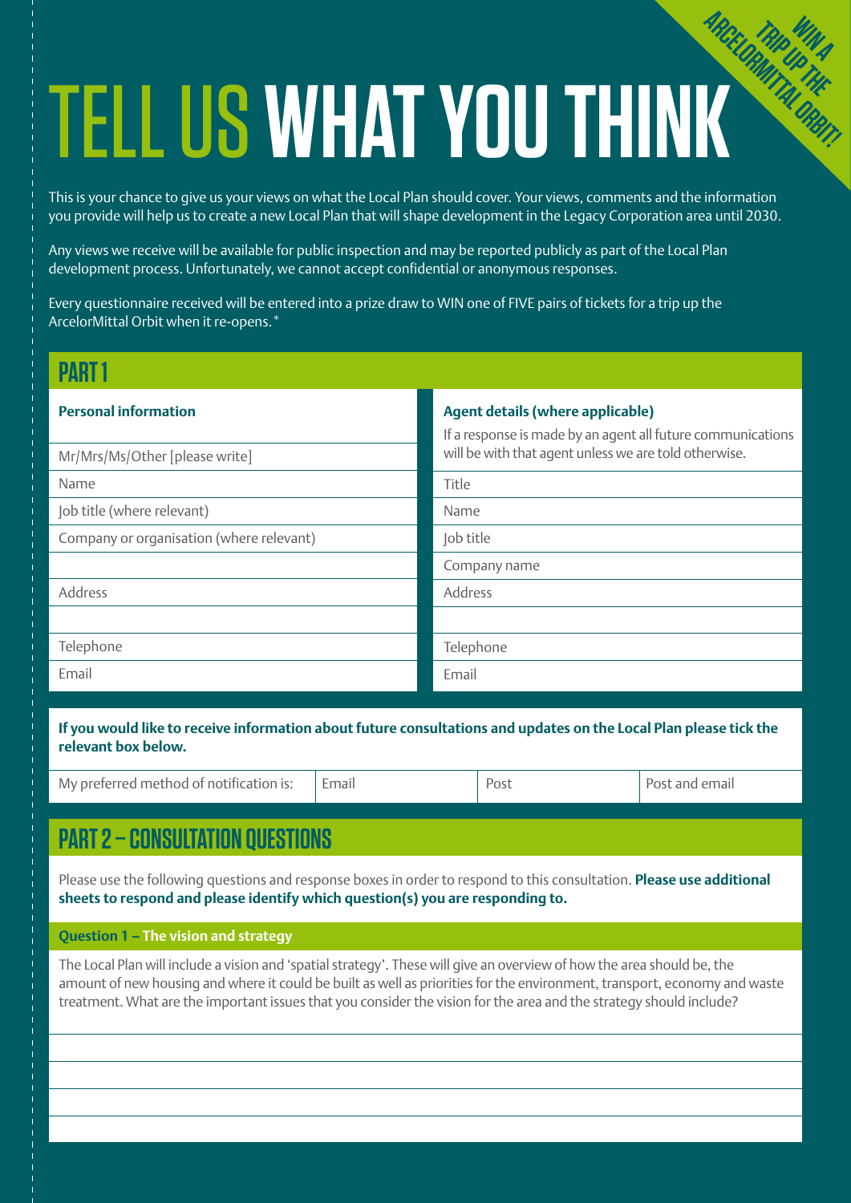# TELL US WHAT YOU THINK

WIN A TRIP UP THE ARCELORMITTAL ORBIT!

This is your chance to give us your views on what the Local Plan should cover. Your views, comments and the information you provide will help us to create a new Local Plan that will shape development in the Legacy Corporation area until 2030.

Any views we receive will be available for public inspection and may be reported publicly as part of the Local Plan development process. Unfortunately, we cannot accept confidential or anonymous responses.

Every questionnaire received will be entered into a prize draw to WIN one of FIVE pairs of tickets for a trip up the ArcelorMittal Orbit when it re-opens.*

## PART 1

| **Personal information** | **Agent details (where applicable)** If a response is made by an agent all future communications will be with that agent unless we are told otherwise. |
|---|---|
| Mr/Mrs/Ms/Other [please write] | Title |
| Name | Name |
| Job title (where relevant) | Job title |
| Company or organisation (where relevant) | Company name |
| Address | Address |
| | |
| Telephone | Telephone |
| Email | Email |

**If you would like to receive information about future consultations and updates on the Local Plan please tick the relevant box below.**

| My preferred method of notification is: | Email | Post | Post and email |
|---|---|---|---|

## PART 2 – CONSULTATION QUESTIONS

Please use the following questions and response boxes in order to respond to this consultation. **Please use additional sheets to respond and please identify which question(s) you are responding to.**

### Question 1 – The vision and strategy

The Local Plan will include a vision and 'spatial strategy'. These will give an overview of how the area should be, the amount of new housing and where it could be built as well as priorities for the environment, transport, economy and waste treatment. What are the important issues that you consider the vision for the area and the strategy should include?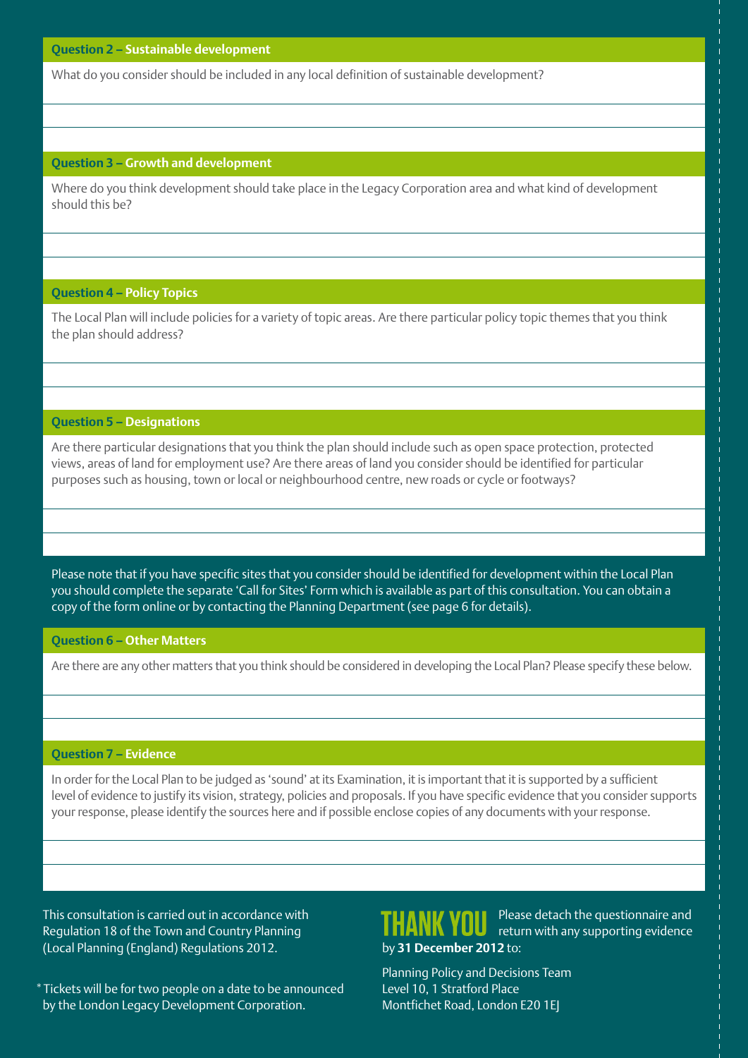### Question 2 – Sustainable development

What do you consider should be included in any local definition of sustainable development?

### Question 3 – Growth and development

Where do you think development should take place in the Legacy Corporation area and what kind of development should this be?

### Question 4 – Policy Topics

The Local Plan will include policies for a variety of topic areas. Are there particular policy topic themes that you think the plan should address?

### Question 5 – Designations

Are there particular designations that you think the plan should include such as open space protection, protected views, areas of land for employment use? Are there areas of land you consider should be identified for particular purposes such as housing, town or local or neighbourhood centre, new roads or cycle or footways?

Please note that if you have specific sites that you consider should be identified for development within the Local Plan you should complete the separate 'Call for Sites' Form which is available as part of this consultation. You can obtain a copy of the form online or by contacting the Planning Department (see page 6 for details).

### Question 6 – Other Matters

Are there are any other matters that you think should be considered in developing the Local Plan? Please specify these below.

### Question 7 – Evidence

In order for the Local Plan to be judged as 'sound' at its Examination, it is important that it is supported by a sufficient level of evidence to justify its vision, strategy, policies and proposals. If you have specific evidence that you consider supports your response, please identify the sources here and if possible enclose copies of any documents with your response.

This consultation is carried out in accordance with Regulation 18 of the Town and Country Planning (Local Planning (England) Regulations 2012.

* Tickets will be for two people on a date to be announced by the London Legacy Development Corporation.

**THANK YOU** Please detach the questionnaire and return with any supporting evidence by **31 December 2012** to:

Planning Policy and Decisions Team
Level 10, 1 Stratford Place
Montfichet Road, London E20 1EJ